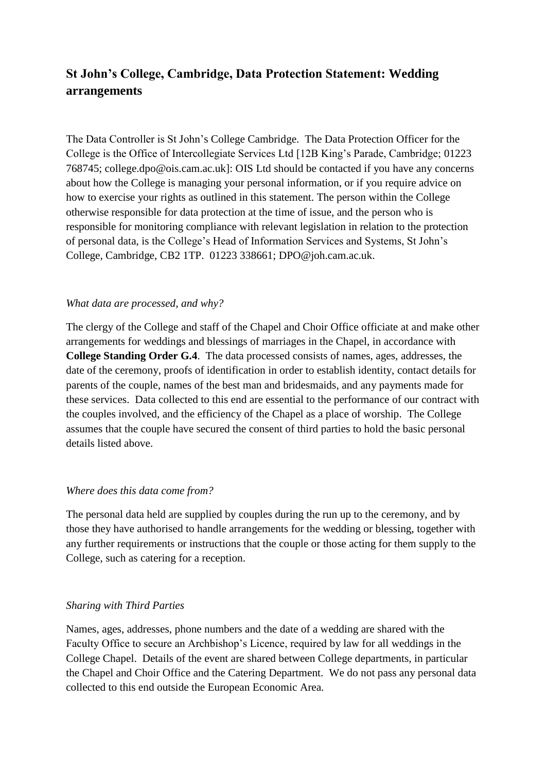# St John's College, Cambridge, Data Protection Statement: Wedding arrangements

The Data Controller is St John's College Cambridge. The Data Protection Officer for the College is the Office of Intercollegiate Services Ltd [12B King's Parade, Cambridge; 01223 768745; college.dpo@ois.cam.ac.uk]: OIS Ltd should be contacted if you have any concerns about how the College is managing your personal information, or if you require advice on how to exercise your rights as outlined in this statement. The person within the College otherwise responsible for data protection at the time of issue, and the person who is responsible for monitoring compliance with relevant legislation in relation to the protection of personal data, is the College's Head of Information Services and Systems, St John's College, Cambridge, CB2 1TP. 01223 338661; DPO@joh.cam.ac.uk.

*What data are processed, and why?*

The clergy of the College and staff of the Chapel and Choir Office officiate at and make other arrangements for weddings and blessings of marriages in the Chapel, in accordance with **College Standing Order G.4**. The data processed consists of names, ages, addresses, the date of the ceremony, proofs of identification in order to establish identity, contact details for parents of the couple, names of the best man and bridesmaids, and any payments made for these services. Data collected to this end are essential to the performance of our contract with the couples involved, and the efficiency of the Chapel as a place of worship. The College assumes that the couple have secured the consent of third parties to hold the basic personal details listed above.

*Where does this data come from?*

The personal data held are supplied by couples during the run up to the ceremony, and by those they have authorised to handle arrangements for the wedding or blessing, together with any further requirements or instructions that the couple or those acting for them supply to the College, such as catering for a reception.

*Sharing with Third Parties*

Names, ages, addresses, phone numbers and the date of a wedding are shared with the Faculty Office to secure an Archbishop's Licence, required by law for all weddings in the College Chapel. Details of the event are shared between College departments, in particular the Chapel and Choir Office and the Catering Department. We do not pass any personal data collected to this end outside the European Economic Area.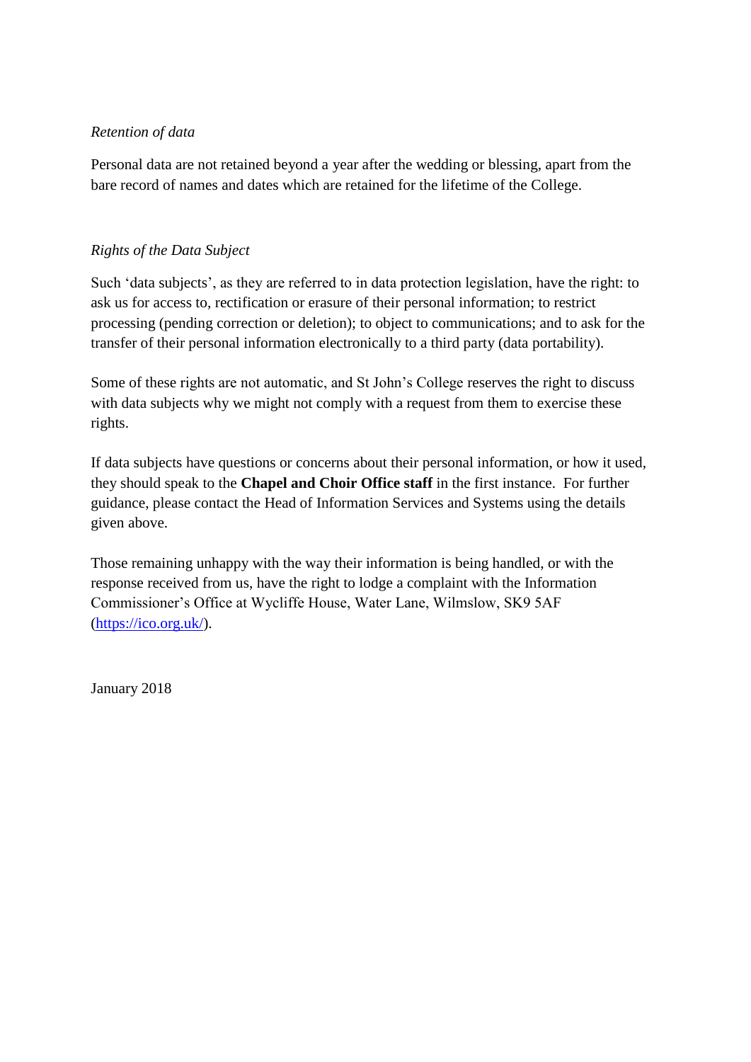*Retention of data*

Personal data are not retained beyond a year after the wedding or blessing, apart from the bare record of names and dates which are retained for the lifetime of the College.

*Rights of the Data Subject*

Such 'data subjects', as they are referred to in data protection legislation, have the right: to ask us for access to, rectification or erasure of their personal information; to restrict processing (pending correction or deletion); to object to communications; and to ask for the transfer of their personal information electronically to a third party (data portability).

Some of these rights are not automatic, and St John's College reserves the right to discuss with data subjects why we might not comply with a request from them to exercise these rights.

If data subjects have questions or concerns about their personal information, or how it used, they should speak to the **Chapel and Choir Office staff** in the first instance. For further guidance, please contact the Head of Information Services and Systems using the details given above.

Those remaining unhappy with the way their information is being handled, or with the response received from us, have the right to lodge a complaint with the Information Commissioner's Office at Wycliffe House, Water Lane, Wilmslow, SK9 5AF (https://ico.org.uk/).

January 2018